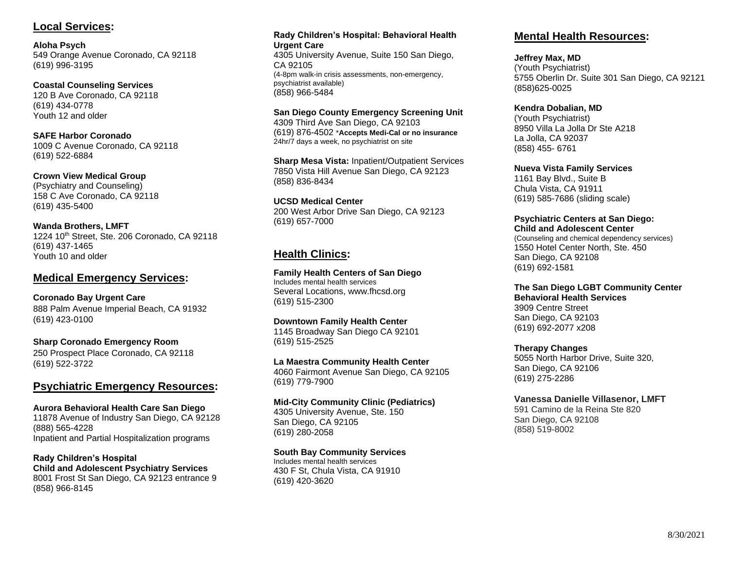## Local Services:

**Aloha Psych**
549 Orange Avenue Coronado, CA 92118
(619) 996-3195

**Coastal Counseling Services**
120 B Ave Coronado, CA 92118
(619) 434-0778
Youth 12 and older

**SAFE Harbor Coronado**
1009 C Avenue Coronado, CA 92118
(619) 522-6884

**Crown View Medical Group**
(Psychiatry and Counseling)
158 C Ave Coronado, CA 92118
(619) 435-5400

**Wanda Brothers, LMFT**
1224 10th Street, Ste. 206 Coronado, CA 92118
(619) 437-1465
Youth 10 and older

## Medical Emergency Services:

**Coronado Bay Urgent Care**
888 Palm Avenue Imperial Beach, CA 91932
(619) 423-0100

**Sharp Coronado Emergency Room**
250 Prospect Place Coronado, CA 92118
(619) 522-3722

## Psychiatric Emergency Resources:

**Aurora Behavioral Health Care San Diego**
11878 Avenue of Industry San Diego, CA 92128
(888) 565-4228
Inpatient and Partial Hospitalization programs

**Rady Children's Hospital**
**Child and Adolescent Psychiatry Services**
8001 Frost St San Diego, CA 92123 entrance 9
(858) 966-8145

**Rady Children's Hospital: Behavioral Health Urgent Care**
4305 University Avenue, Suite 150 San Diego, CA 92105
(4-8pm walk-in crisis assessments, non-emergency, psychiatrist available)
(858) 966-5484

**San Diego County Emergency Screening Unit**
4309 Third Ave San Diego, CA 92103
(619) 876-4502 ***Accepts Medi-Cal or no insurance**
24hr/7 days a week, no psychiatrist on site

**Sharp Mesa Vista:** Inpatient/Outpatient Services
7850 Vista Hill Avenue San Diego, CA 92123
(858) 836-8434

**UCSD Medical Center**
200 West Arbor Drive San Diego, CA 92123
(619) 657-7000

## Health Clinics:

**Family Health Centers of San Diego**
Includes mental health services
Several Locations, www.fhcsd.org
(619) 515-2300

**Downtown Family Health Center**
1145 Broadway San Diego CA 92101
(619) 515-2525

**La Maestra Community Health Center**
4060 Fairmont Avenue San Diego, CA 92105
(619) 779-7900

**Mid-City Community Clinic (Pediatrics)**
4305 University Avenue, Ste. 150
San Diego, CA 92105
(619) 280-2058

**South Bay Community Services**
Includes mental health services
430 F St, Chula Vista, CA 91910
(619) 420-3620

## Mental Health Resources:

**Jeffrey Max, MD**
(Youth Psychiatrist)
5755 Oberlin Dr. Suite 301 San Diego, CA 92121
(858)625-0025

**Kendra Dobalian, MD**
(Youth Psychiatrist)
8950 Villa La Jolla Dr Ste A218
La Jolla, CA 92037
(858) 455- 6761

**Nueva Vista Family Services**
1161 Bay Blvd., Suite B
Chula Vista, CA 91911
(619) 585-7686 (sliding scale)

**Psychiatric Centers at San Diego:**
**Child and Adolescent Center**
(Counseling and chemical dependency services)
1550 Hotel Center North, Ste. 450
San Diego, CA 92108
(619) 692-1581

**The San Diego LGBT Community Center**
**Behavioral Health Services**
3909 Centre Street
San Diego, CA 92103
(619) 692-2077 x208

**Therapy Changes**
5055 North Harbor Drive, Suite 320,
San Diego, CA 92106
(619) 275-2286

**Vanessa Danielle Villasenor, LMFT**
591 Camino de la Reina Ste 820
San Diego, CA 92108
(858) 519-8002

8/30/2021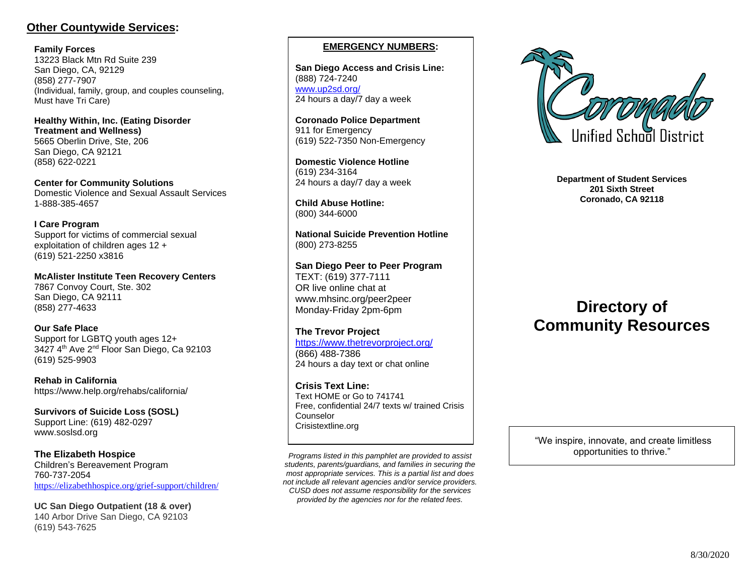## Other Countywide Services:

**Family Forces**
13223 Black Mtn Rd Suite 239
San Diego, CA, 92129
(858) 277-7907
(Individual, family, group, and couples counseling, Must have Tri Care)

**Healthy Within, Inc. (Eating Disorder Treatment and Wellness)**
5665 Oberlin Drive, Ste, 206
San Diego, CA 92121
(858) 622-0221

**Center for Community Solutions**
Domestic Violence and Sexual Assault Services
1-888-385-4657

**I Care Program**
Support for victims of commercial sexual exploitation of children ages 12 +
(619) 521-2250 x3816

**McAlister Institute Teen Recovery Centers**
7867 Convoy Court, Ste. 302
San Diego, CA 92111
(858) 277-4633

**Our Safe Place**
Support for LGBTQ youth ages 12+
3427 4th Ave 2nd Floor San Diego, Ca 92103
(619) 525-9903

**Rehab in California**
https://www.help.org/rehabs/california/

**Survivors of Suicide Loss (SOSL)**
Support Line: (619) 482-0297
www.soslsd.org

**The Elizabeth Hospice**
Children's Bereavement Program
760-737-2054
https://elizabethhospice.org/grief-support/children/

**UC San Diego Outpatient (18 & over)**
140 Arbor Drive San Diego, CA 92103
(619) 543-7625

## EMERGENCY NUMBERS:

**San Diego Access and Crisis Line:**
(888) 724-7240
www.up2sd.org/
24 hours a day/7 day a week

**Coronado Police Department**
911 for Emergency
(619) 522-7350 Non-Emergency

**Domestic Violence Hotline**
(619) 234-3164
24 hours a day/7 day a week

**Child Abuse Hotline:**
(800) 344-6000

**National Suicide Prevention Hotline**
(800) 273-8255

**San Diego Peer to Peer Program**
TEXT: (619) 377-7111
OR live online chat at
www.mhsinc.org/peer2peer
Monday-Friday 2pm-6pm

**The Trevor Project**
https://www.thetrevorproject.org/
(866) 488-7386
24 hours a day text or chat online

**Crisis Text Line:**
Text HOME or Go to 741741
Free, confidential 24/7 texts w/ trained Crisis Counselor
Crisistextline.org

*Programs listed in this pamphlet are provided to assist students, parents/guardians, and families in securing the most appropriate services. This is a partial list and does not include all relevant agencies and/or service providers. CUSD does not assume responsibility for the services provided by the agencies nor for the related fees.*

Coronado Unified School District

**Department of Student Services**
**201 Sixth Street**
**Coronado, CA 92118**

# Directory of Community Resources

"We inspire, innovate, and create limitless opportunities to thrive."

8/30/2020